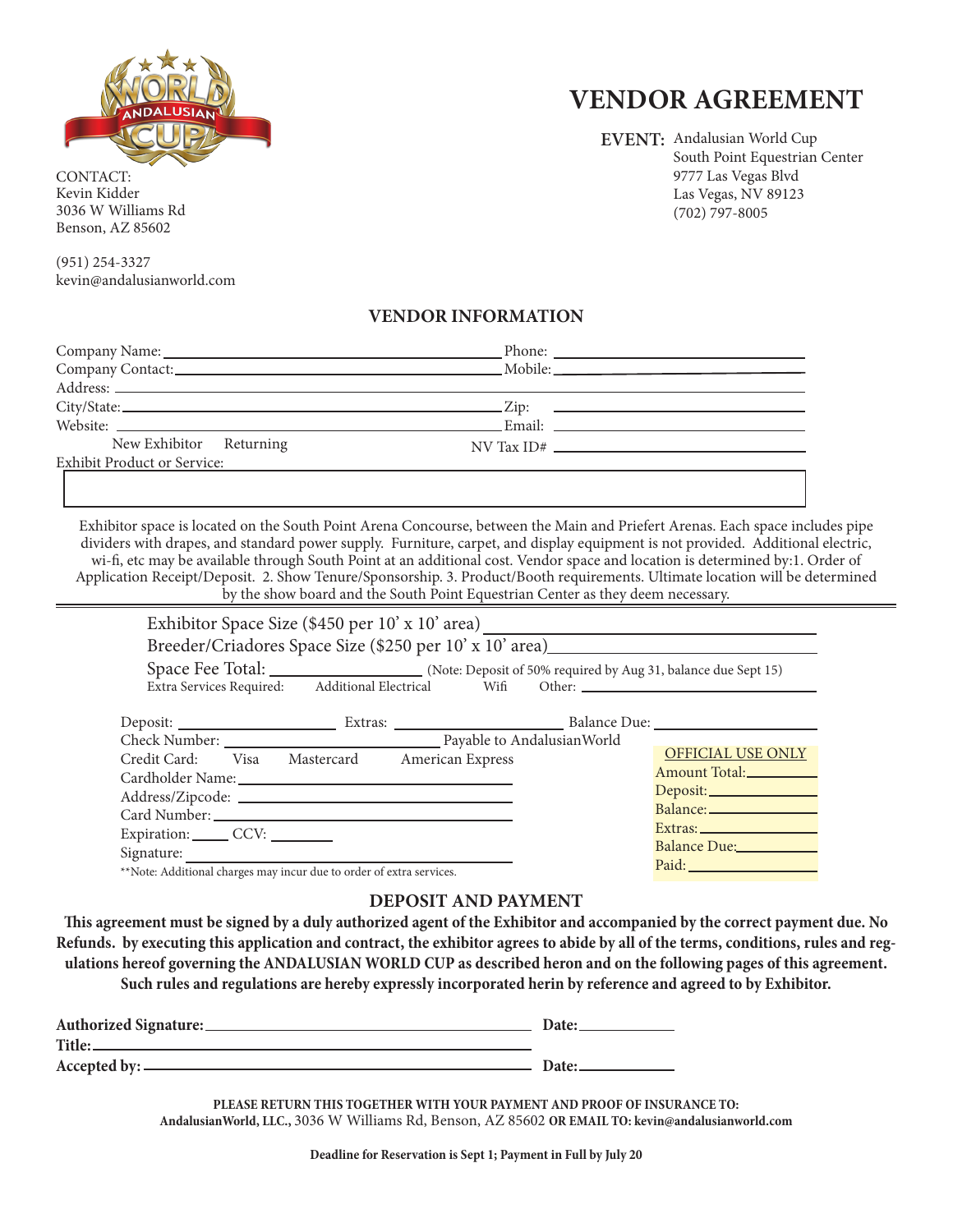CONTACT:
Kevin Kidder
3036 W Williams Rd
Benson, AZ 85602

(951) 254-3327
kevin@andalusianworld.com

# VENDOR AGREEMENT

**EVENT:** Andalusian World Cup
South Point Equestrian Center
9777 Las Vegas Blvd
Las Vegas, NV 89123
(702) 797-8005

## VENDOR INFORMATION

Company Name: ______________________ Phone: ______________________

Company Contact: ______________________ Mobile: ______________________

Address: ______________________

City/State: ______________________ Zip: ______________________

Website: ______________________ Email: ______________________

New Exhibitor    Returning    NV Tax ID# ______________________

Exhibit Product or Service:

______________________

Exhibitor space is located on the South Point Arena Concourse, between the Main and Priefert Arenas. Each space includes pipe dividers with drapes, and standard power supply. Furniture, carpet, and display equipment is not provided. Additional electric, wi-fi, etc may be available through South Point at an additional cost. Vendor space and location is determined by:1. Order of Application Receipt/Deposit. 2. Show Tenure/Sponsorship. 3. Product/Booth requirements. Ultimate location will be determined by the show board and the South Point Equestrian Center as they deem necessary.

Exhibitor Space Size ($450 per 10' x 10' area) ______________________

Breeder/Criadores Space Size ($250 per 10' x 10' area) ______________________

Space Fee Total: ______________ (Note: Deposit of 50% required by Aug 31, balance due Sept 15)

Extra Services Required:    Additional Electrical    Wifi    Other: ______________

Deposit: ______________ Extras: ______________ Balance Due: ______________

Check Number: ______________ Payable to AndalusianWorld

Credit Card:    Visa    Mastercard    American Express

Cardholder Name: ______________________

Address/Zipcode: ______________________

Card Number: ______________________

Expiration: ______ CCV: ________

Signature: ______________________

**Note: Additional charges may incur due to order of extra services.

OFFICIAL USE ONLY

Amount Total: __________

Deposit: __________

Balance: __________

Extras: __________

Balance Due: __________

Paid: __________

## DEPOSIT AND PAYMENT

**This agreement must be signed by a duly authorized agent of the Exhibitor and accompanied by the correct payment due. No Refunds. by executing this application and contract, the exhibitor agrees to abide by all of the terms, conditions, rules and regulations hereof governing the ANDALUSIAN WORLD CUP as described heron and on the following pages of this agreement. Such rules and regulations are hereby expressly incorporated herin by reference and agreed to by Exhibitor.**

**Authorized Signature:** ______________________ **Date:** ______________

**Title:** ______________________

**Accepted by:** ______________________ **Date:** ______________

**PLEASE RETURN THIS TOGETHER WITH YOUR PAYMENT AND PROOF OF INSURANCE TO:**
**AndalusianWorld, LLC.,** 3036 W Williams Rd, Benson, AZ 85602 **OR EMAIL TO: kevin@andalusianworld.com**

**Deadline for Reservation is Sept 1; Payment in Full by July 20**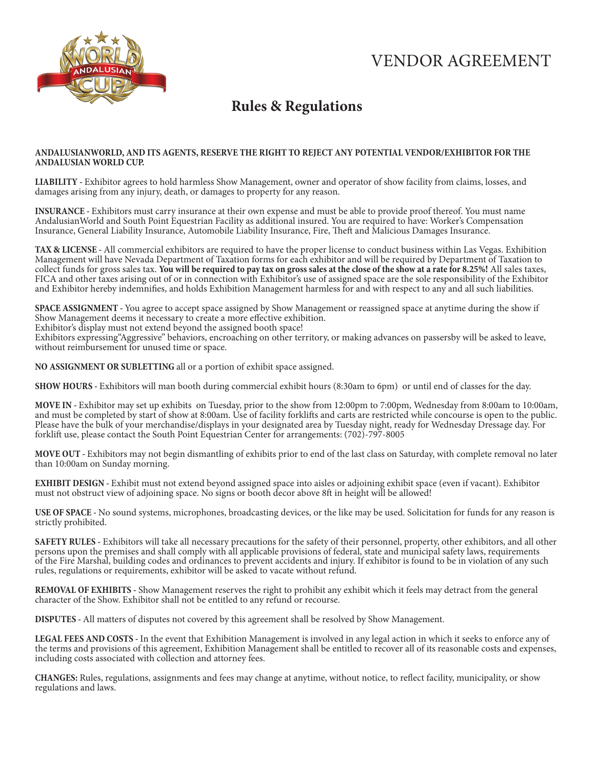# VENDOR AGREEMENT

## Rules & Regulations

**ANDALUSIANWORLD, AND ITS AGENTS, RESERVE THE RIGHT TO REJECT ANY POTENTIAL VENDOR/EXHIBITOR FOR THE ANDALUSIAN WORLD CUP.**

**LIABILITY** - Exhibitor agrees to hold harmless Show Management, owner and operator of show facility from claims, losses, and damages arising from any injury, death, or damages to property for any reason.

**INSURANCE** - Exhibitors must carry insurance at their own expense and must be able to provide proof thereof. You must name AndalusianWorld and South Point Equestrian Facility as additional insured. You are required to have: Worker's Compensation Insurance, General Liability Insurance, Automobile Liability Insurance, Fire, Theft and Malicious Damages Insurance.

**TAX & LICENSE** - All commercial exhibitors are required to have the proper license to conduct business within Las Vegas. Exhibition Management will have Nevada Department of Taxation forms for each exhibitor and will be required by Department of Taxation to collect funds for gross sales tax. **You will be required to pay tax on gross sales at the close of the show at a rate for 8.25%!** All sales taxes, FICA and other taxes arising out of or in connection with Exhibitor's use of assigned space are the sole responsibility of the Exhibitor and Exhibitor hereby indemnifies, and holds Exhibition Management harmless for and with respect to any and all such liabilities.

**SPACE ASSIGNMENT** - You agree to accept space assigned by Show Management or reassigned space at anytime during the show if Show Management deems it necessary to create a more effective exhibition.
Exhibitor's display must not extend beyond the assigned booth space!
Exhibitors expressing"Aggressive" behaviors, encroaching on other territory, or making advances on passersby will be asked to leave, without reimbursement for unused time or space.

**NO ASSIGNMENT OR SUBLETTING** all or a portion of exhibit space assigned.

**SHOW HOURS** - Exhibitors will man booth during commercial exhibit hours (8:30am to 6pm) or until end of classes for the day.

**MOVE IN** - Exhibitor may set up exhibits on Tuesday, prior to the show from 12:00pm to 7:00pm, Wednesday from 8:00am to 10:00am, and must be completed by start of show at 8:00am. Use of facility forklifts and carts are restricted while concourse is open to the public. Please have the bulk of your merchandise/displays in your designated area by Tuesday night, ready for Wednesday Dressage day. For forklift use, please contact the South Point Equestrian Center for arrangements: (702)-797-8005

**MOVE OUT** - Exhibitors may not begin dismantling of exhibits prior to end of the last class on Saturday, with complete removal no later than 10:00am on Sunday morning.

**EXHIBIT DESIGN** - Exhibit must not extend beyond assigned space into aisles or adjoining exhibit space (even if vacant). Exhibitor must not obstruct view of adjoining space. No signs or booth décor above 8ft in height will be allowed!

**USE OF SPACE** - No sound systems, microphones, broadcasting devices, or the like may be used. Solicitation for funds for any reason is strictly prohibited.

**SAFETY RULES** - Exhibitors will take all necessary precautions for the safety of their personnel, property, other exhibitors, and all other persons upon the premises and shall comply with all applicable provisions of federal, state and municipal safety laws, requirements of the Fire Marshal, building codes and ordinances to prevent accidents and injury. If exhibitor is found to be in violation of any such rules, regulations or requirements, exhibitor will be asked to vacate without refund.

**REMOVAL OF EXHIBITS** - Show Management reserves the right to prohibit any exhibit which it feels may detract from the general character of the Show. Exhibitor shall not be entitled to any refund or recourse.

**DISPUTES** - All matters of disputes not covered by this agreement shall be resolved by Show Management.

**LEGAL FEES AND COSTS** - In the event that Exhibition Management is involved in any legal action in which it seeks to enforce any of the terms and provisions of this agreement, Exhibition Management shall be entitled to recover all of its reasonable costs and expenses, including costs associated with collection and attorney fees.

**CHANGES:** Rules, regulations, assignments and fees may change at anytime, without notice, to reflect facility, municipality, or show regulations and laws.